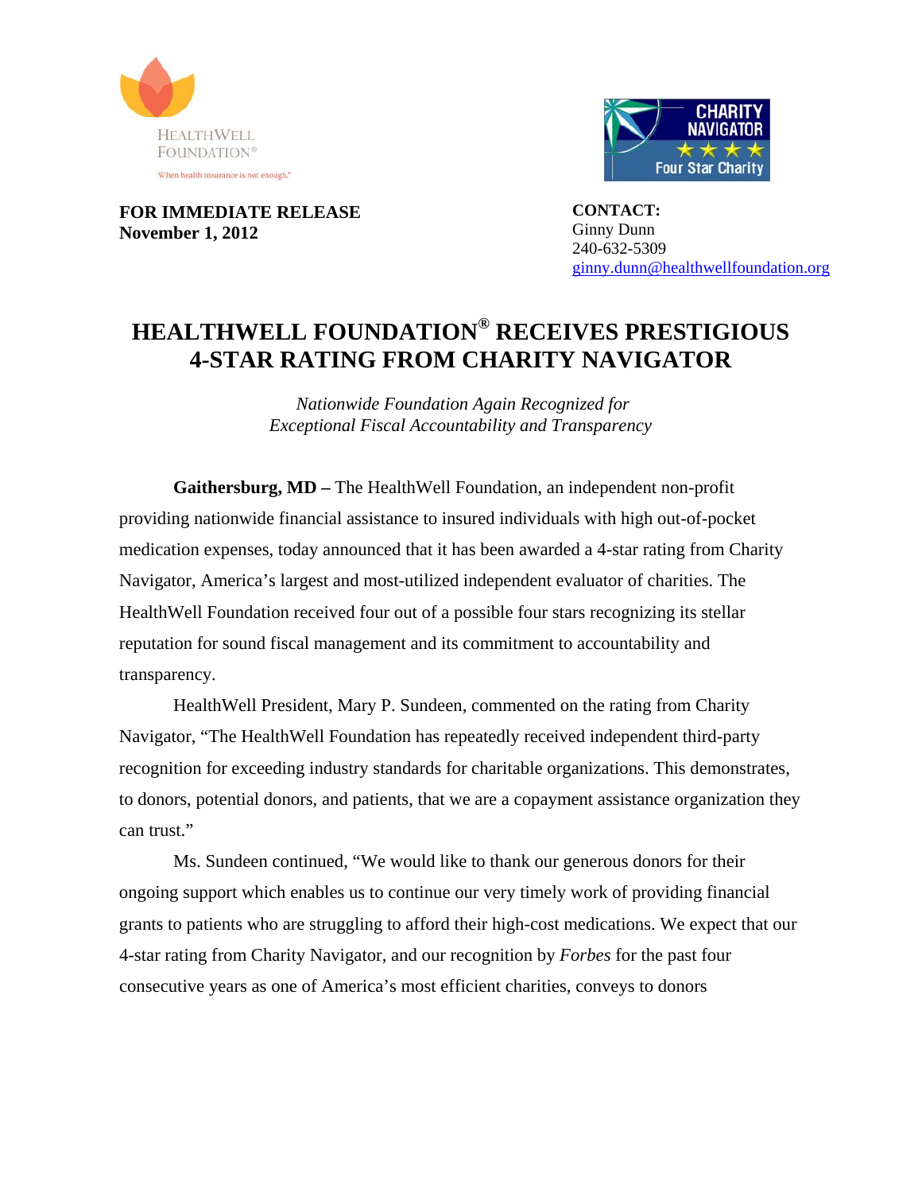HEALTHWELL FOUNDATION®

When health insurance is not enough.®

CHARITY NAVIGATOR ★★★★ Four Star Charity

**FOR IMMEDIATE RELEASE**
**November 1, 2012**

**CONTACT:**
Ginny Dunn
240-632-5309
ginny.dunn@healthwellfoundation.org

# HEALTHWELL FOUNDATION® RECEIVES PRESTIGIOUS 4-STAR RATING FROM CHARITY NAVIGATOR

*Nationwide Foundation Again Recognized for Exceptional Fiscal Accountability and Transparency*

**Gaithersburg, MD –** The HealthWell Foundation, an independent non-profit providing nationwide financial assistance to insured individuals with high out-of-pocket medication expenses, today announced that it has been awarded a 4-star rating from Charity Navigator, America's largest and most-utilized independent evaluator of charities. The HealthWell Foundation received four out of a possible four stars recognizing its stellar reputation for sound fiscal management and its commitment to accountability and transparency.

HealthWell President, Mary P. Sundeen, commented on the rating from Charity Navigator, "The HealthWell Foundation has repeatedly received independent third-party recognition for exceeding industry standards for charitable organizations. This demonstrates, to donors, potential donors, and patients, that we are a copayment assistance organization they can trust."

Ms. Sundeen continued, "We would like to thank our generous donors for their ongoing support which enables us to continue our very timely work of providing financial grants to patients who are struggling to afford their high-cost medications. We expect that our 4-star rating from Charity Navigator, and our recognition by *Forbes* for the past four consecutive years as one of America's most efficient charities, conveys to donors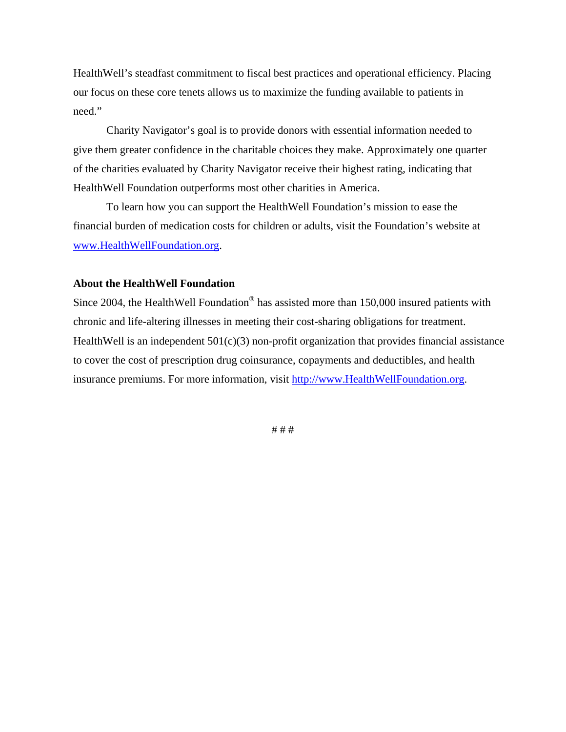HealthWell's steadfast commitment to fiscal best practices and operational efficiency. Placing our focus on these core tenets allows us to maximize the funding available to patients in need."

Charity Navigator's goal is to provide donors with essential information needed to give them greater confidence in the charitable choices they make. Approximately one quarter of the charities evaluated by Charity Navigator receive their highest rating, indicating that HealthWell Foundation outperforms most other charities in America.

To learn how you can support the HealthWell Foundation's mission to ease the financial burden of medication costs for children or adults, visit the Foundation's website at www.HealthWellFoundation.org.

**About the HealthWell Foundation**

Since 2004, the HealthWell Foundation® has assisted more than 150,000 insured patients with chronic and life-altering illnesses in meeting their cost-sharing obligations for treatment. HealthWell is an independent 501(c)(3) non-profit organization that provides financial assistance to cover the cost of prescription drug coinsurance, copayments and deductibles, and health insurance premiums. For more information, visit http://www.HealthWellFoundation.org.

# # #